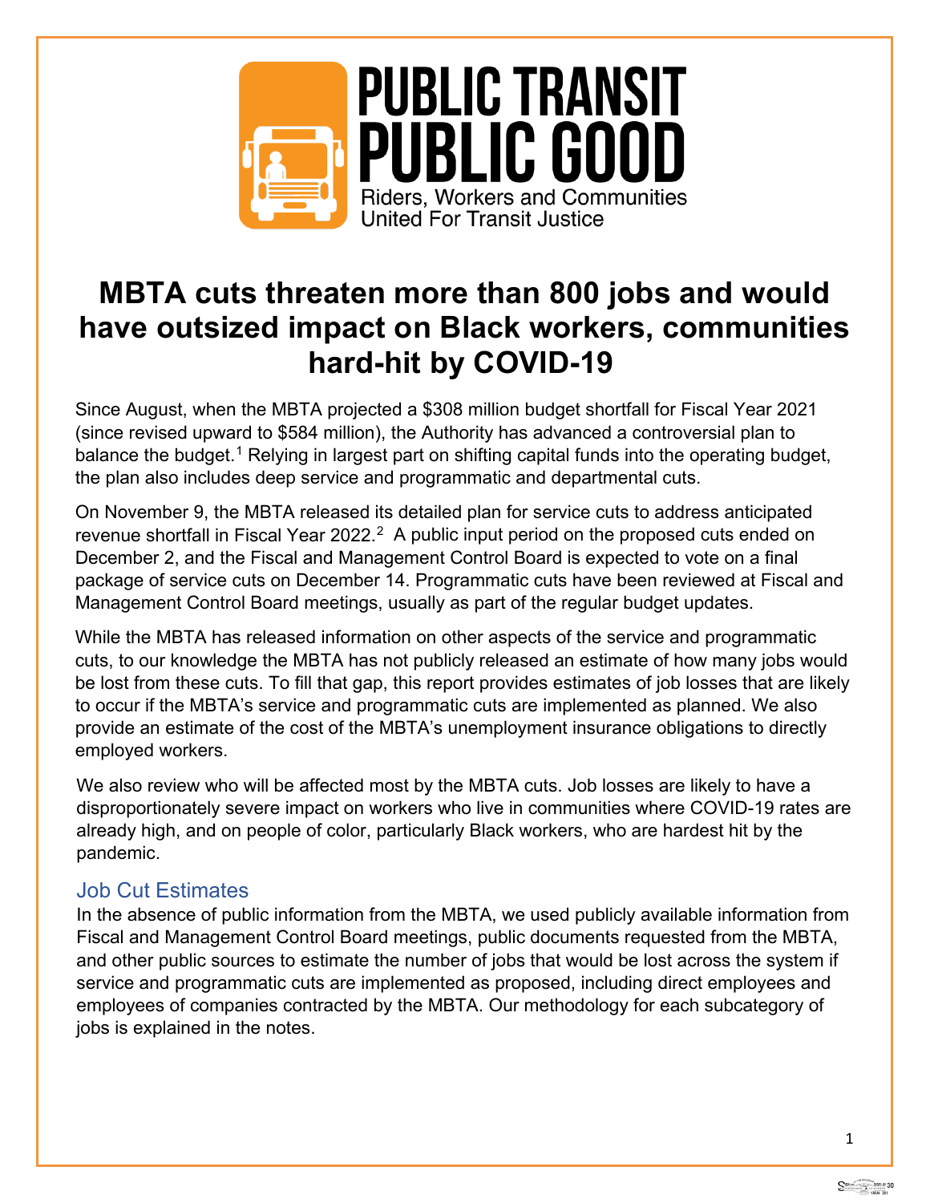PUBLIC TRANSIT PUBLIC GOOD

Riders, Workers and Communities United For Transit Justice

# MBTA cuts threaten more than 800 jobs and would have outsized impact on Black workers, communities hard-hit by COVID-19

Since August, when the MBTA projected a $308 million budget shortfall for Fiscal Year 2021 (since revised upward to $584 million), the Authority has advanced a controversial plan to balance the budget.[1] Relying in largest part on shifting capital funds into the operating budget, the plan also includes deep service and programmatic and departmental cuts.

On November 9, the MBTA released its detailed plan for service cuts to address anticipated revenue shortfall in Fiscal Year 2022.[2] A public input period on the proposed cuts ended on December 2, and the Fiscal and Management Control Board is expected to vote on a final package of service cuts on December 14. Programmatic cuts have been reviewed at Fiscal and Management Control Board meetings, usually as part of the regular budget updates.

While the MBTA has released information on other aspects of the service and programmatic cuts, to our knowledge the MBTA has not publicly released an estimate of how many jobs would be lost from these cuts. To fill that gap, this report provides estimates of job losses that are likely to occur if the MBTA's service and programmatic cuts are implemented as planned. We also provide an estimate of the cost of the MBTA's unemployment insurance obligations to directly employed workers.

We also review who will be affected most by the MBTA cuts. Job losses are likely to have a disproportionately severe impact on workers who live in communities where COVID-19 rates are already high, and on people of color, particularly Black workers, who are hardest hit by the pandemic.

## Job Cut Estimates

In the absence of public information from the MBTA, we used publicly available information from Fiscal and Management Control Board meetings, public documents requested from the MBTA, and other public sources to estimate the number of jobs that would be lost across the system if service and programmatic cuts are implemented as proposed, including direct employees and employees of companies contracted by the MBTA. Our methodology for each subcategory of jobs is explained in the notes.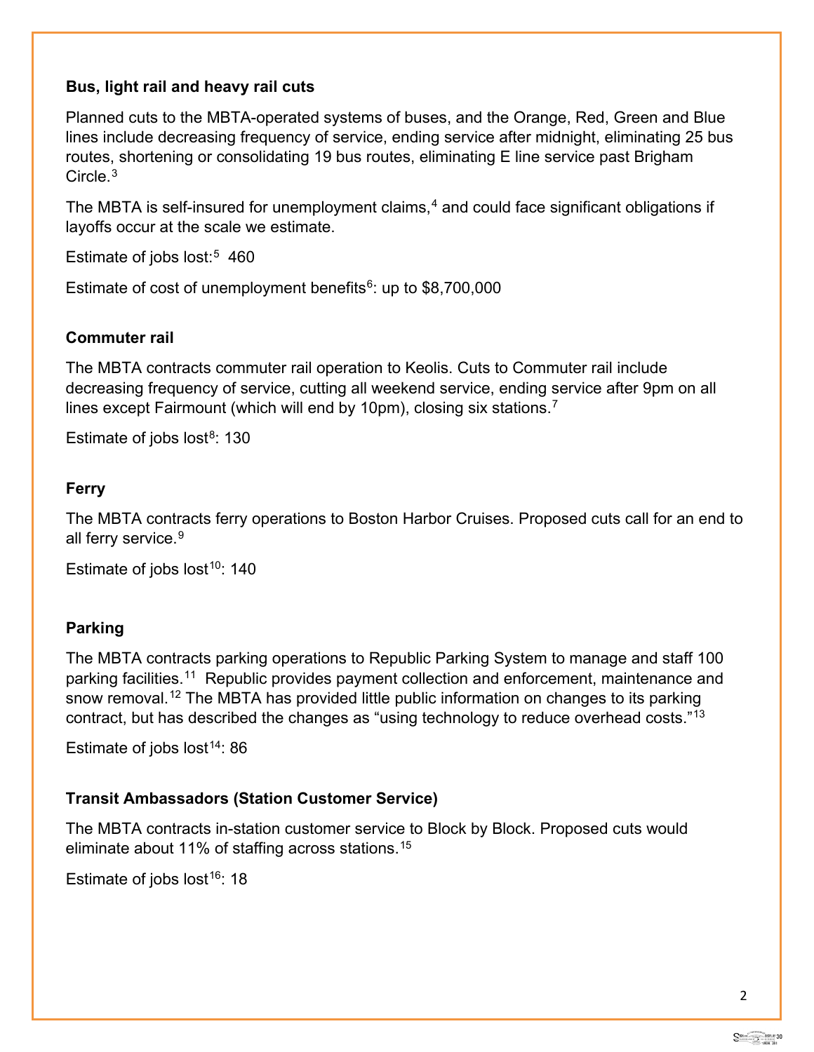**Bus, light rail and heavy rail cuts**

Planned cuts to the MBTA-operated systems of buses, and the Orange, Red, Green and Blue lines include decreasing frequency of service, ending service after midnight, eliminating 25 bus routes, shortening or consolidating 19 bus routes, eliminating E line service past Brigham Circle.[3]

The MBTA is self-insured for unemployment claims,[4] and could face significant obligations if layoffs occur at the scale we estimate.

Estimate of jobs lost:[5] 460

Estimate of cost of unemployment benefits[6]: up to $8,700,000

**Commuter rail**

The MBTA contracts commuter rail operation to Keolis. Cuts to Commuter rail include decreasing frequency of service, cutting all weekend service, ending service after 9pm on all lines except Fairmount (which will end by 10pm), closing six stations.[7]

Estimate of jobs lost[8]: 130

**Ferry**

The MBTA contracts ferry operations to Boston Harbor Cruises. Proposed cuts call for an end to all ferry service.[9]

Estimate of jobs lost[10]: 140

**Parking**

The MBTA contracts parking operations to Republic Parking System to manage and staff 100 parking facilities.[11] Republic provides payment collection and enforcement, maintenance and snow removal.[12] The MBTA has provided little public information on changes to its parking contract, but has described the changes as "using technology to reduce overhead costs."[13]

Estimate of jobs lost[14]: 86

**Transit Ambassadors (Station Customer Service)**

The MBTA contracts in-station customer service to Block by Block. Proposed cuts would eliminate about 11% of staffing across stations.[15]

Estimate of jobs lost[16]: 18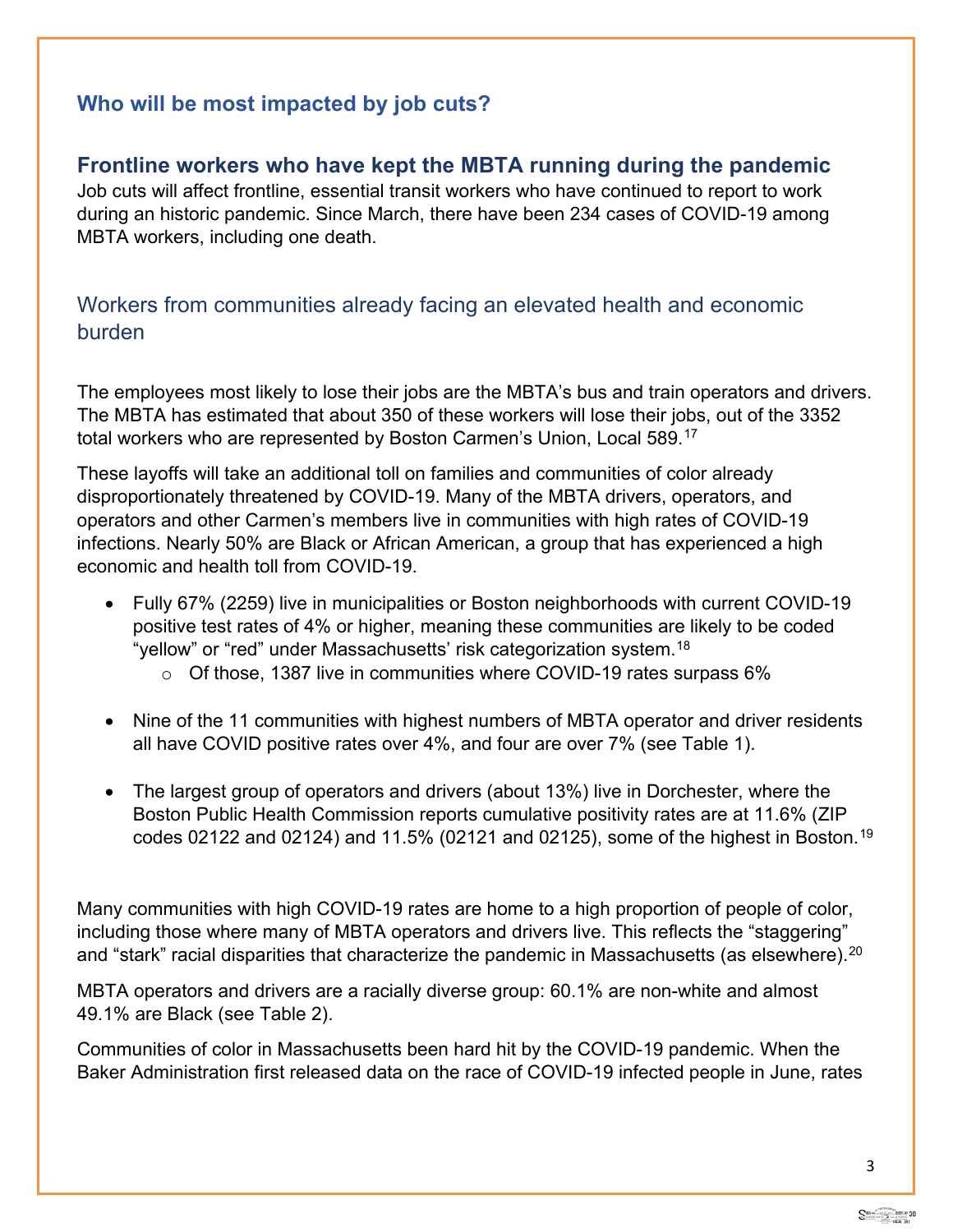## Who will be most impacted by job cuts?

### Frontline workers who have kept the MBTA running during the pandemic

Job cuts will affect frontline, essential transit workers who have continued to report to work during an historic pandemic. Since March, there have been 234 cases of COVID-19 among MBTA workers, including one death.

### Workers from communities already facing an elevated health and economic burden

The employees most likely to lose their jobs are the MBTA's bus and train operators and drivers. The MBTA has estimated that about 350 of these workers will lose their jobs, out of the 3352 total workers who are represented by Boston Carmen's Union, Local 589.[17]

These layoffs will take an additional toll on families and communities of color already disproportionately threatened by COVID-19. Many of the MBTA drivers, operators, and operators and other Carmen's members live in communities with high rates of COVID-19 infections. Nearly 50% are Black or African American, a group that has experienced a high economic and health toll from COVID-19.

- Fully 67% (2259) live in municipalities or Boston neighborhoods with current COVID-19 positive test rates of 4% or higher, meaning these communities are likely to be coded "yellow" or "red" under Massachusetts' risk categorization system.[18]
  - Of those, 1387 live in communities where COVID-19 rates surpass 6%
- Nine of the 11 communities with highest numbers of MBTA operator and driver residents all have COVID positive rates over 4%, and four are over 7% (see Table 1).
- The largest group of operators and drivers (about 13%) live in Dorchester, where the Boston Public Health Commission reports cumulative positivity rates are at 11.6% (ZIP codes 02122 and 02124) and 11.5% (02121 and 02125), some of the highest in Boston.[19]

Many communities with high COVID-19 rates are home to a high proportion of people of color, including those where many of MBTA operators and drivers live. This reflects the "staggering" and "stark" racial disparities that characterize the pandemic in Massachusetts (as elsewhere).[20]

MBTA operators and drivers are a racially diverse group: 60.1% are non-white and almost 49.1% are Black (see Table 2).

Communities of color in Massachusetts been hard hit by the COVID-19 pandemic. When the Baker Administration first released data on the race of COVID-19 infected people in June, rates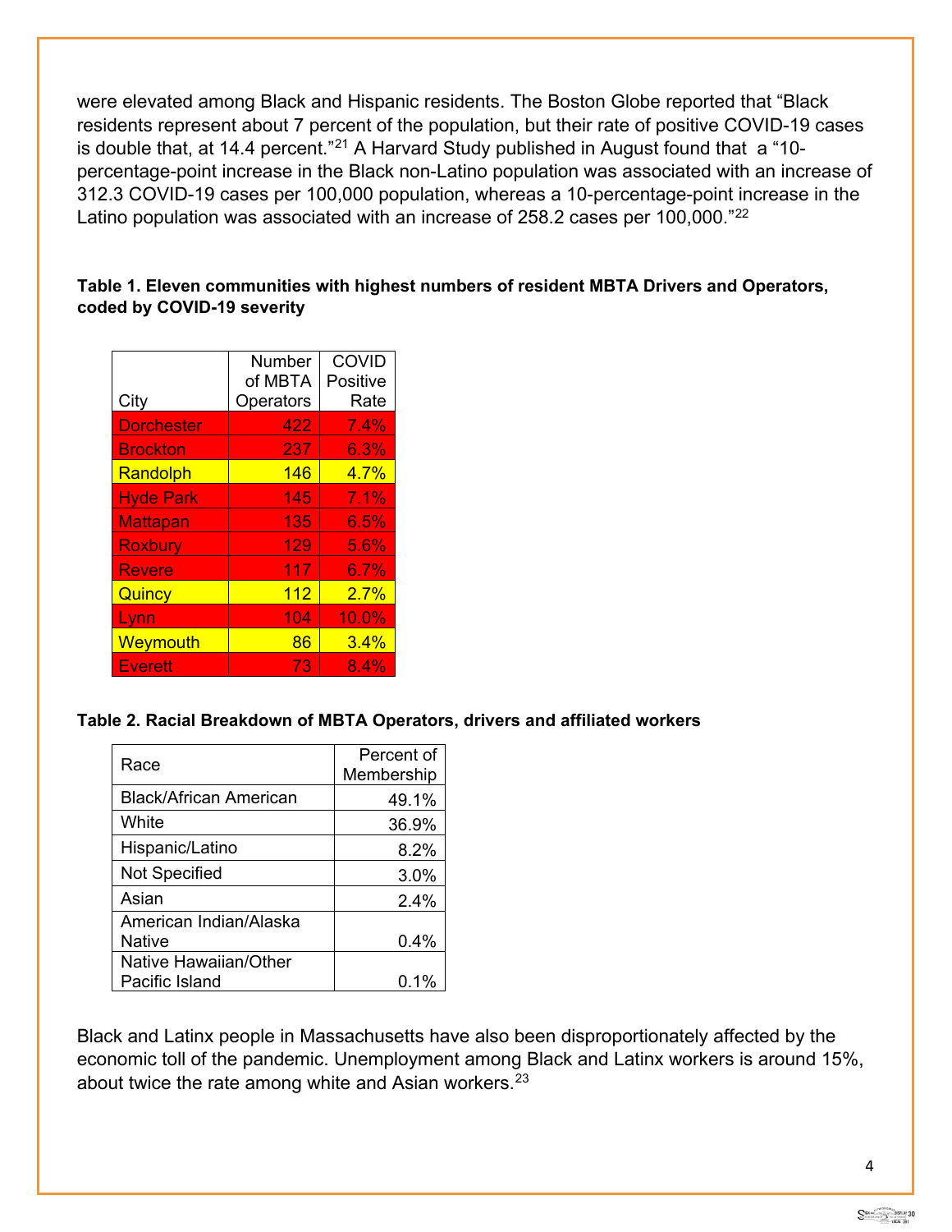were elevated among Black and Hispanic residents. The Boston Globe reported that "Black residents represent about 7 percent of the population, but their rate of positive COVID-19 cases is double that, at 14.4 percent."[21] A Harvard Study published in August found that a "10-percentage-point increase in the Black non-Latino population was associated with an increase of 312.3 COVID-19 cases per 100,000 population, whereas a 10-percentage-point increase in the Latino population was associated with an increase of 258.2 cases per 100,000."[22]

**Table 1. Eleven communities with highest numbers of resident MBTA Drivers and Operators, coded by COVID-19 severity**

| City | Number of MBTA Operators | COVID Positive Rate |
|---|---:|---:|
| Dorchester | 422 | 7.4% |
| Brockton | 237 | 6.3% |
| Randolph | 146 | 4.7% |
| Hyde Park | 145 | 7.1% |
| Mattapan | 135 | 6.5% |
| Roxbury | 129 | 5.6% |
| Revere | 117 | 6.7% |
| Quincy | 112 | 2.7% |
| Lynn | 104 | 10.0% |
| Weymouth | 86 | 3.4% |
| Everett | 73 | 8.4% |

**Table 2. Racial Breakdown of MBTA Operators, drivers and affiliated workers**

| Race | Percent of Membership |
|---|---:|
| Black/African American | 49.1% |
| White | 36.9% |
| Hispanic/Latino | 8.2% |
| Not Specified | 3.0% |
| Asian | 2.4% |
| American Indian/Alaska Native | 0.4% |
| Native Hawaiian/Other Pacific Island | 0.1% |

Black and Latinx people in Massachusetts have also been disproportionately affected by the economic toll of the pandemic. Unemployment among Black and Latinx workers is around 15%, about twice the rate among white and Asian workers.[23]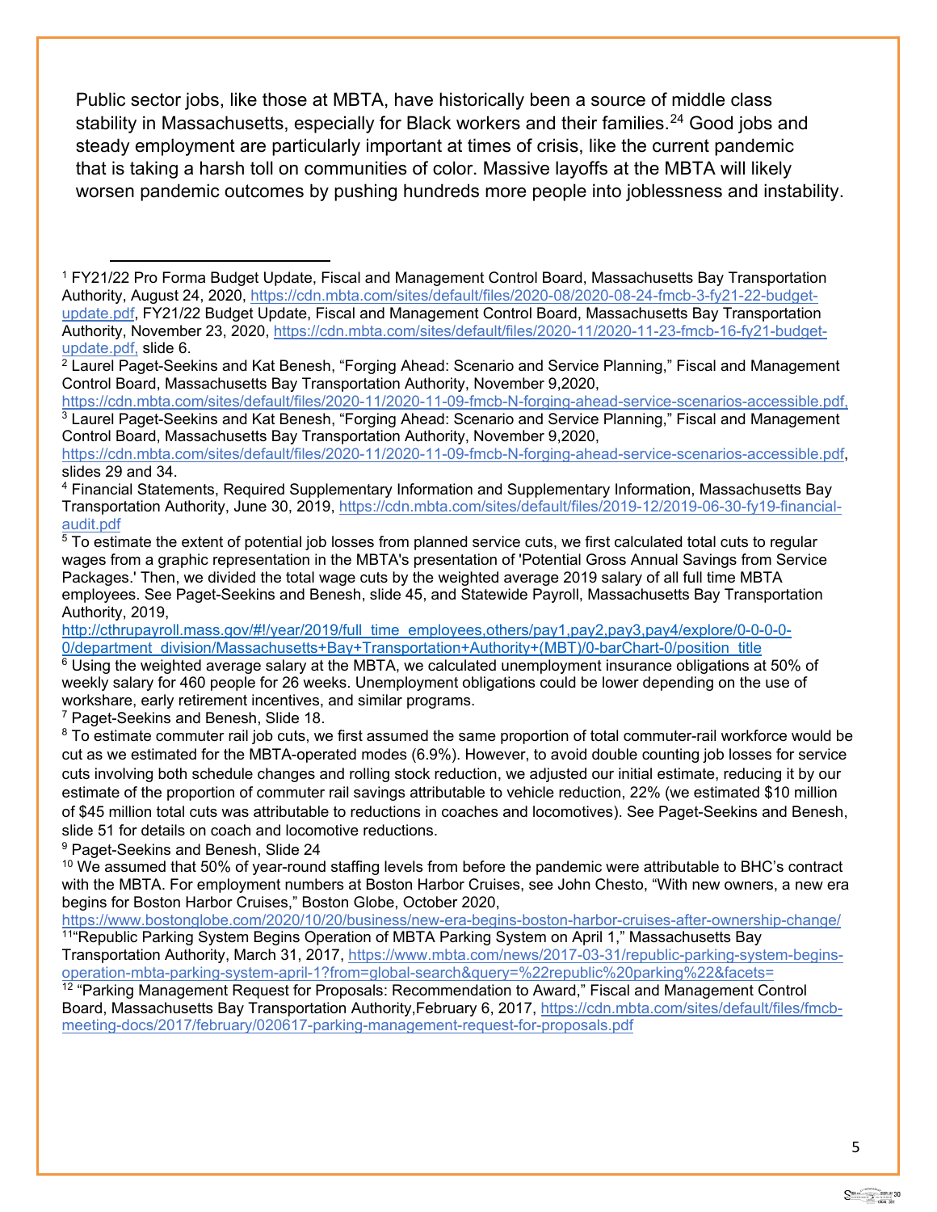Public sector jobs, like those at MBTA, have historically been a source of middle class stability in Massachusetts, especially for Black workers and their families.[24] Good jobs and steady employment are particularly important at times of crisis, like the current pandemic that is taking a harsh toll on communities of color. Massive layoffs at the MBTA will likely worsen pandemic outcomes by pushing hundreds more people into joblessness and instability.

---

[1] FY21/22 Pro Forma Budget Update, Fiscal and Management Control Board, Massachusetts Bay Transportation Authority, August 24, 2020, https://cdn.mbta.com/sites/default/files/2020-08/2020-08-24-fmcb-3-fy21-22-budget-update.pdf, FY21/22 Budget Update, Fiscal and Management Control Board, Massachusetts Bay Transportation Authority, November 23, 2020, https://cdn.mbta.com/sites/default/files/2020-11/2020-11-23-fmcb-16-fy21-budget-update.pdf, slide 6.

[2] Laurel Paget-Seekins and Kat Benesh, "Forging Ahead: Scenario and Service Planning," Fiscal and Management Control Board, Massachusetts Bay Transportation Authority, November 9,2020, https://cdn.mbta.com/sites/default/files/2020-11/2020-11-09-fmcb-N-forging-ahead-service-scenarios-accessible.pdf,

[3] Laurel Paget-Seekins and Kat Benesh, "Forging Ahead: Scenario and Service Planning," Fiscal and Management Control Board, Massachusetts Bay Transportation Authority, November 9,2020, https://cdn.mbta.com/sites/default/files/2020-11/2020-11-09-fmcb-N-forging-ahead-service-scenarios-accessible.pdf, slides 29 and 34.

[4] Financial Statements, Required Supplementary Information and Supplementary Information, Massachusetts Bay Transportation Authority, June 30, 2019, https://cdn.mbta.com/sites/default/files/2019-12/2019-06-30-fy19-financial-audit.pdf

[5] To estimate the extent of potential job losses from planned service cuts, we first calculated total cuts to regular wages from a graphic representation in the MBTA's presentation of 'Potential Gross Annual Savings from Service Packages.' Then, we divided the total wage cuts by the weighted average 2019 salary of all full time MBTA employees. See Paget-Seekins and Benesh, slide 45, and Statewide Payroll, Massachusetts Bay Transportation Authority, 2019, http://cthrupayroll.mass.gov/#!/year/2019/full_time_employees,others/pay1,pay2,pay3,pay4/explore/0-0-0-0-0/department_division/Massachusetts+Bay+Transportation+Authority+(MBT)/0-barChart-0/position_title

[6] Using the weighted average salary at the MBTA, we calculated unemployment insurance obligations at 50% of weekly salary for 460 people for 26 weeks. Unemployment obligations could be lower depending on the use of workshare, early retirement incentives, and similar programs.

[7] Paget-Seekins and Benesh, Slide 18.

[8] To estimate commuter rail job cuts, we first assumed the same proportion of total commuter-rail workforce would be cut as we estimated for the MBTA-operated modes (6.9%). However, to avoid double counting job losses for service cuts involving both schedule changes and rolling stock reduction, we adjusted our initial estimate, reducing it by our estimate of the proportion of commuter rail savings attributable to vehicle reduction, 22% (we estimated $10 million of $45 million total cuts was attributable to reductions in coaches and locomotives). See Paget-Seekins and Benesh, slide 51 for details on coach and locomotive reductions.

[9] Paget-Seekins and Benesh, Slide 24

[10] We assumed that 50% of year-round staffing levels from before the pandemic were attributable to BHC's contract with the MBTA. For employment numbers at Boston Harbor Cruises, see John Chesto, "With new owners, a new era begins for Boston Harbor Cruises," Boston Globe, October 2020, https://www.bostonglobe.com/2020/10/20/business/new-era-begins-boston-harbor-cruises-after-ownership-change/

[11] "Republic Parking System Begins Operation of MBTA Parking System on April 1," Massachusetts Bay Transportation Authority, March 31, 2017, https://www.mbta.com/news/2017-03-31/republic-parking-system-begins-operation-mbta-parking-system-april-1?from=global-search&query=%22republic%20parking%22&facets=

[12] "Parking Management Request for Proposals: Recommendation to Award," Fiscal and Management Control Board, Massachusetts Bay Transportation Authority,February 6, 2017, https://cdn.mbta.com/sites/default/files/fmcb-meeting-docs/2017/february/020617-parking-management-request-for-proposals.pdf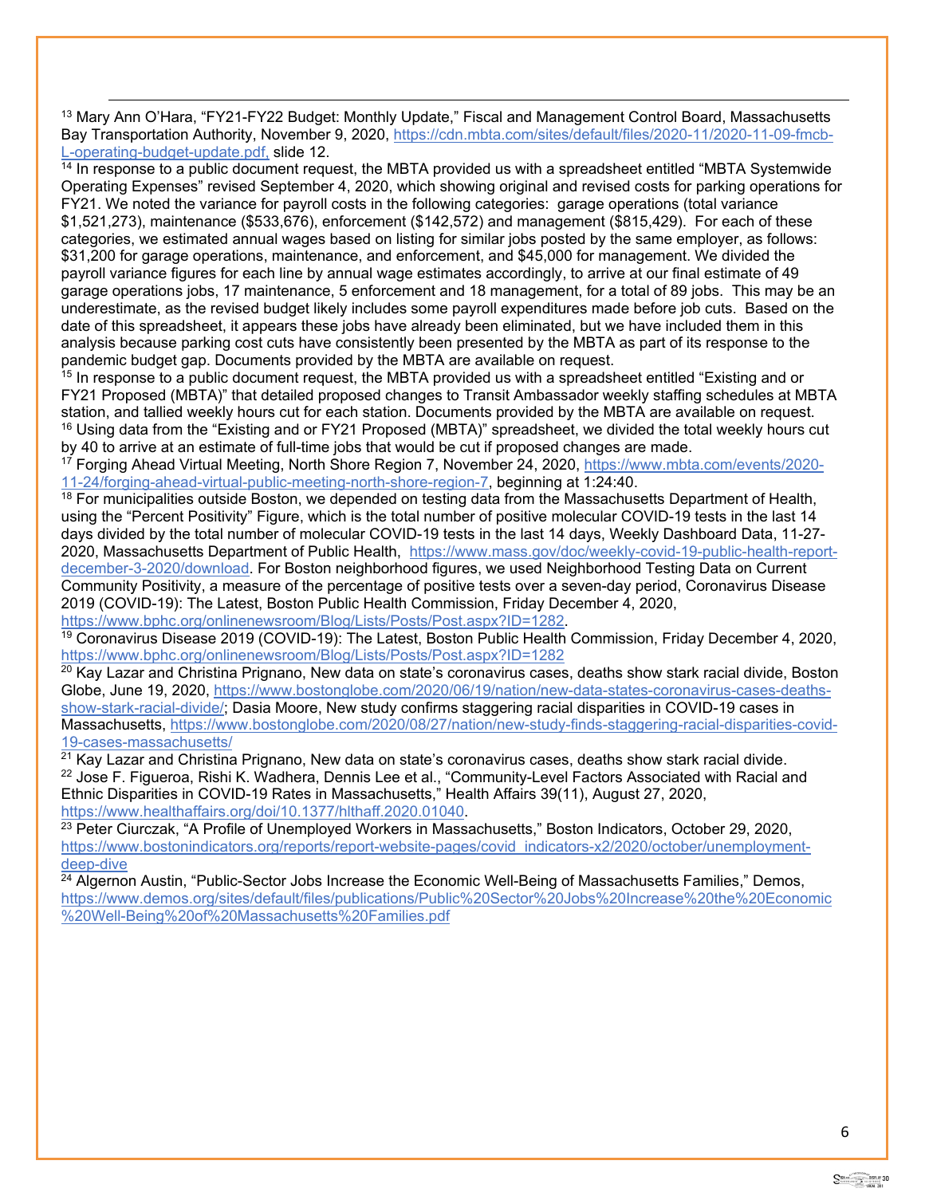[13] Mary Ann O'Hara, "FY21-FY22 Budget: Monthly Update," Fiscal and Management Control Board, Massachusetts Bay Transportation Authority, November 9, 2020, https://cdn.mbta.com/sites/default/files/2020-11/2020-11-09-fmcb-L-operating-budget-update.pdf, slide 12.

[14] In response to a public document request, the MBTA provided us with a spreadsheet entitled "MBTA Systemwide Operating Expenses" revised September 4, 2020, which showing original and revised costs for parking operations for FY21. We noted the variance for payroll costs in the following categories: garage operations (total variance $1,521,273), maintenance ($533,676), enforcement ($142,572) and management ($815,429). For each of these categories, we estimated annual wages based on listing for similar jobs posted by the same employer, as follows: $31,200 for garage operations, maintenance, and enforcement, and $45,000 for management. We divided the payroll variance figures for each line by annual wage estimates accordingly, to arrive at our final estimate of 49 garage operations jobs, 17 maintenance, 5 enforcement and 18 management, for a total of 89 jobs. This may be an underestimate, as the revised budget likely includes some payroll expenditures made before job cuts. Based on the date of this spreadsheet, it appears these jobs have already been eliminated, but we have included them in this analysis because parking cost cuts have consistently been presented by the MBTA as part of its response to the pandemic budget gap. Documents provided by the MBTA are available on request.

[15] In response to a public document request, the MBTA provided us with a spreadsheet entitled "Existing and or FY21 Proposed (MBTA)" that detailed proposed changes to Transit Ambassador weekly staffing schedules at MBTA station, and tallied weekly hours cut for each station. Documents provided by the MBTA are available on request.

[16] Using data from the "Existing and or FY21 Proposed (MBTA)" spreadsheet, we divided the total weekly hours cut by 40 to arrive at an estimate of full-time jobs that would be cut if proposed changes are made.

[17] Forging Ahead Virtual Meeting, North Shore Region 7, November 24, 2020, https://www.mbta.com/events/2020-11-24/forging-ahead-virtual-public-meeting-north-shore-region-7, beginning at 1:24:40.

[18] For municipalities outside Boston, we depended on testing data from the Massachusetts Department of Health, using the "Percent Positivity" Figure, which is the total number of positive molecular COVID-19 tests in the last 14 days divided by the total number of molecular COVID-19 tests in the last 14 days, Weekly Dashboard Data, 11-27-2020, Massachusetts Department of Public Health, https://www.mass.gov/doc/weekly-covid-19-public-health-report-december-3-2020/download. For Boston neighborhood figures, we used Neighborhood Testing Data on Current Community Positivity, a measure of the percentage of positive tests over a seven-day period, Coronavirus Disease 2019 (COVID-19): The Latest, Boston Public Health Commission, Friday December 4, 2020, https://www.bphc.org/onlinenewsroom/Blog/Lists/Posts/Post.aspx?ID=1282.

[19] Coronavirus Disease 2019 (COVID-19): The Latest, Boston Public Health Commission, Friday December 4, 2020, https://www.bphc.org/onlinenewsroom/Blog/Lists/Posts/Post.aspx?ID=1282

[20] Kay Lazar and Christina Prignano, New data on state's coronavirus cases, deaths show stark racial divide, Boston Globe, June 19, 2020, https://www.bostonglobe.com/2020/06/19/nation/new-data-states-coronavirus-cases-deaths-show-stark-racial-divide/; Dasia Moore, New study confirms staggering racial disparities in COVID-19 cases in Massachusetts, https://www.bostonglobe.com/2020/08/27/nation/new-study-finds-staggering-racial-disparities-covid-19-cases-massachusetts/

[21] Kay Lazar and Christina Prignano, New data on state's coronavirus cases, deaths show stark racial divide.

[22] Jose F. Figueroa, Rishi K. Wadhera, Dennis Lee et al., "Community-Level Factors Associated with Racial and Ethnic Disparities in COVID-19 Rates in Massachusetts," Health Affairs 39(11), August 27, 2020, https://www.healthaffairs.org/doi/10.1377/hlthaff.2020.01040.

[23] Peter Ciurczak, "A Profile of Unemployed Workers in Massachusetts," Boston Indicators, October 29, 2020, https://www.bostonindicators.org/reports/report-website-pages/covid_indicators-x2/2020/october/unemployment-deep-dive

[24] Algernon Austin, "Public-Sector Jobs Increase the Economic Well-Being of Massachusetts Families," Demos, https://www.demos.org/sites/default/files/publications/Public%20Sector%20Jobs%20Increase%20the%20Economic%20Well-Being%20of%20Massachusetts%20Families.pdf